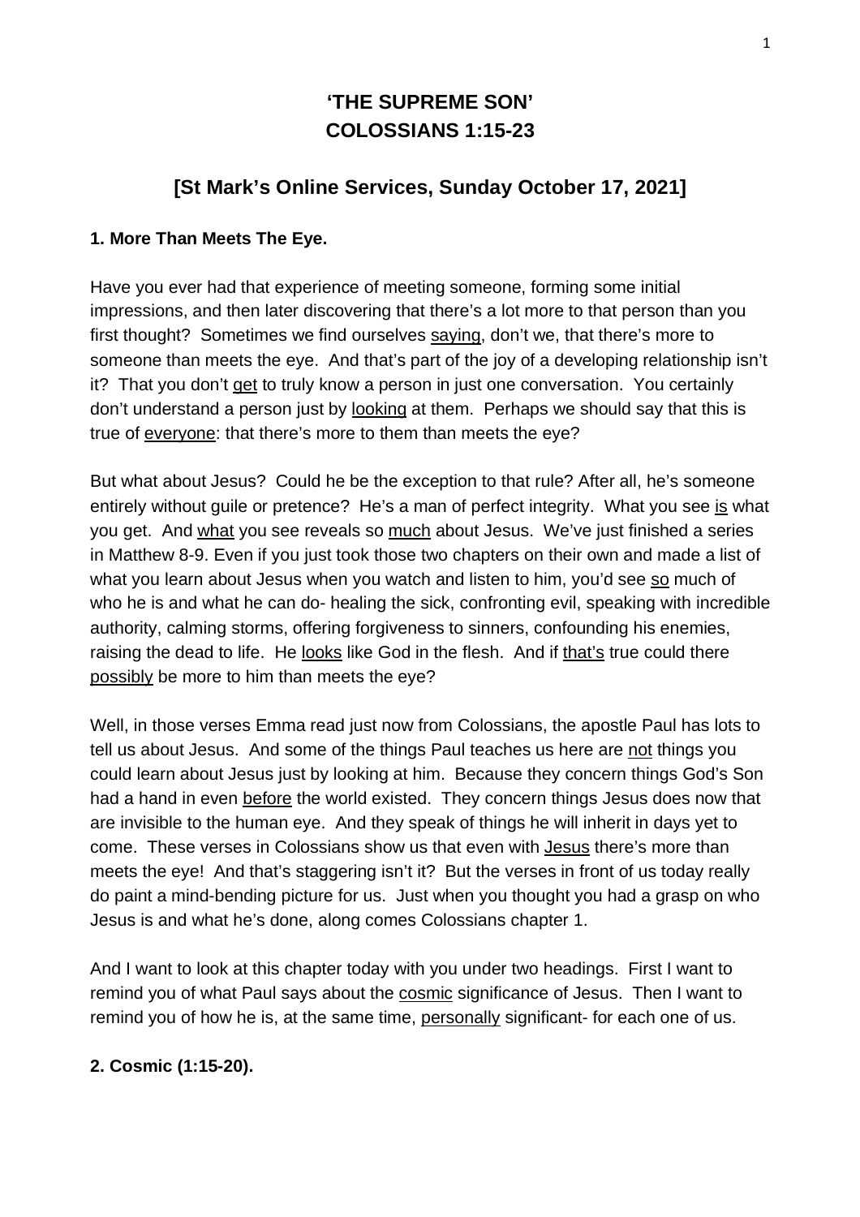# 'THE SUPREME SON'
# COLOSSIANS 1:15-23

## [St Mark's Online Services, Sunday October 17, 2021]

### 1. More Than Meets The Eye.

Have you ever had that experience of meeting someone, forming some initial impressions, and then later discovering that there's a lot more to that person than you first thought? Sometimes we find ourselves saying, don't we, that there's more to someone than meets the eye. And that's part of the joy of a developing relationship isn't it? That you don't get to truly know a person in just one conversation. You certainly don't understand a person just by looking at them. Perhaps we should say that this is true of everyone: that there's more to them than meets the eye?

But what about Jesus? Could he be the exception to that rule? After all, he's someone entirely without guile or pretence? He's a man of perfect integrity. What you see is what you get. And what you see reveals so much about Jesus. We've just finished a series in Matthew 8-9. Even if you just took those two chapters on their own and made a list of what you learn about Jesus when you watch and listen to him, you'd see so much of who he is and what he can do- healing the sick, confronting evil, speaking with incredible authority, calming storms, offering forgiveness to sinners, confounding his enemies, raising the dead to life. He looks like God in the flesh. And if that's true could there possibly be more to him than meets the eye?

Well, in those verses Emma read just now from Colossians, the apostle Paul has lots to tell us about Jesus. And some of the things Paul teaches us here are not things you could learn about Jesus just by looking at him. Because they concern things God's Son had a hand in even before the world existed. They concern things Jesus does now that are invisible to the human eye. And they speak of things he will inherit in days yet to come. These verses in Colossians show us that even with Jesus there's more than meets the eye! And that's staggering isn't it? But the verses in front of us today really do paint a mind-bending picture for us. Just when you thought you had a grasp on who Jesus is and what he's done, along comes Colossians chapter 1.

And I want to look at this chapter today with you under two headings. First I want to remind you of what Paul says about the cosmic significance of Jesus. Then I want to remind you of how he is, at the same time, personally significant- for each one of us.

### 2. Cosmic (1:15-20).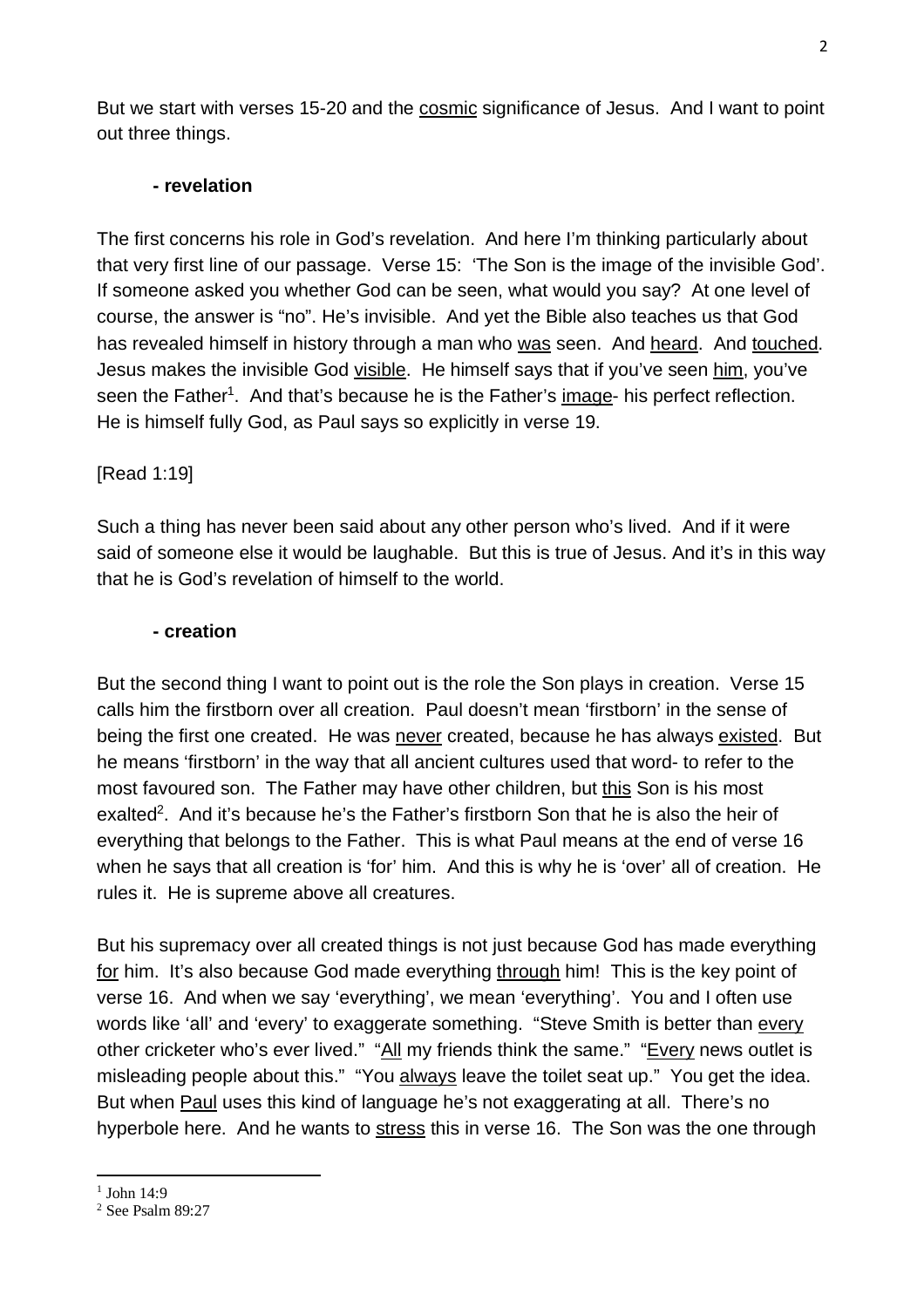But we start with verses 15-20 and the cosmic significance of Jesus. And I want to point out three things.

**- revelation**

The first concerns his role in God's revelation. And here I'm thinking particularly about that very first line of our passage. Verse 15: 'The Son is the image of the invisible God'. If someone asked you whether God can be seen, what would you say? At one level of course, the answer is "no". He's invisible. And yet the Bible also teaches us that God has revealed himself in history through a man who was seen. And heard. And touched. Jesus makes the invisible God visible. He himself says that if you've seen him, you've seen the Father[1]. And that's because he is the Father's image- his perfect reflection. He is himself fully God, as Paul says so explicitly in verse 19.

[Read 1:19]

Such a thing has never been said about any other person who's lived. And if it were said of someone else it would be laughable. But this is true of Jesus. And it's in this way that he is God's revelation of himself to the world.

**- creation**

But the second thing I want to point out is the role the Son plays in creation. Verse 15 calls him the firstborn over all creation. Paul doesn't mean 'firstborn' in the sense of being the first one created. He was never created, because he has always existed. But he means 'firstborn' in the way that all ancient cultures used that word- to refer to the most favoured son. The Father may have other children, but this Son is his most exalted[2]. And it's because he's the Father's firstborn Son that he is also the heir of everything that belongs to the Father. This is what Paul means at the end of verse 16 when he says that all creation is 'for' him. And this is why he is 'over' all of creation. He rules it. He is supreme above all creatures.

But his supremacy over all created things is not just because God has made everything for him. It's also because God made everything through him! This is the key point of verse 16. And when we say 'everything', we mean 'everything'. You and I often use words like 'all' and 'every' to exaggerate something. "Steve Smith is better than every other cricketer who's ever lived." "All my friends think the same." "Every news outlet is misleading people about this." "You always leave the toilet seat up." You get the idea. But when Paul uses this kind of language he's not exaggerating at all. There's no hyperbole here. And he wants to stress this in verse 16. The Son was the one through

[1] John 14:9
[2] See Psalm 89:27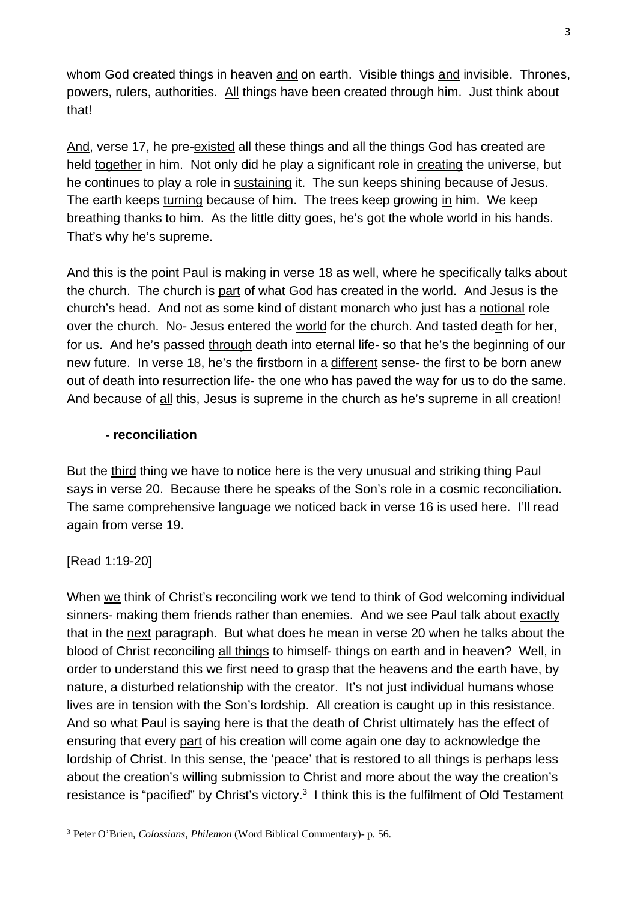whom God created things in heaven and on earth. Visible things and invisible. Thrones, powers, rulers, authorities. All things have been created through him. Just think about that!

And, verse 17, he pre-existed all these things and all the things God has created are held together in him. Not only did he play a significant role in creating the universe, but he continues to play a role in sustaining it. The sun keeps shining because of Jesus. The earth keeps turning because of him. The trees keep growing in him. We keep breathing thanks to him. As the little ditty goes, he's got the whole world in his hands. That's why he's supreme.

And this is the point Paul is making in verse 18 as well, where he specifically talks about the church. The church is part of what God has created in the world. And Jesus is the church's head. And not as some kind of distant monarch who just has a notional role over the church. No- Jesus entered the world for the church. And tasted death for her, for us. And he's passed through death into eternal life- so that he's the beginning of our new future. In verse 18, he's the firstborn in a different sense- the first to be born anew out of death into resurrection life- the one who has paved the way for us to do the same. And because of all this, Jesus is supreme in the church as he's supreme in all creation!

**- reconciliation**

But the third thing we have to notice here is the very unusual and striking thing Paul says in verse 20. Because there he speaks of the Son's role in a cosmic reconciliation. The same comprehensive language we noticed back in verse 16 is used here. I'll read again from verse 19.

[Read 1:19-20]

When we think of Christ's reconciling work we tend to think of God welcoming individual sinners- making them friends rather than enemies. And we see Paul talk about exactly that in the next paragraph. But what does he mean in verse 20 when he talks about the blood of Christ reconciling all things to himself- things on earth and in heaven? Well, in order to understand this we first need to grasp that the heavens and the earth have, by nature, a disturbed relationship with the creator. It's not just individual humans whose lives are in tension with the Son's lordship. All creation is caught up in this resistance. And so what Paul is saying here is that the death of Christ ultimately has the effect of ensuring that every part of his creation will come again one day to acknowledge the lordship of Christ. In this sense, the 'peace' that is restored to all things is perhaps less about the creation's willing submission to Christ and more about the way the creation's resistance is "pacified" by Christ's victory.[3] I think this is the fulfilment of Old Testament

[3] Peter O'Brien, *Colossians, Philemon* (Word Biblical Commentary)- p. 56.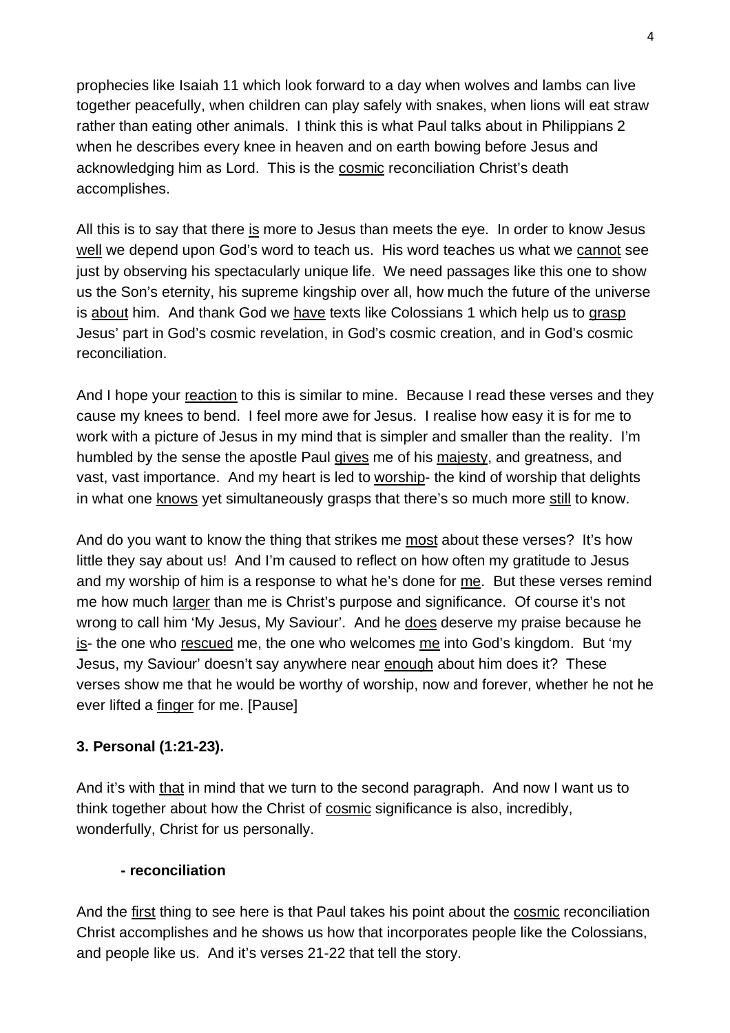prophecies like Isaiah 11 which look forward to a day when wolves and lambs can live together peacefully, when children can play safely with snakes, when lions will eat straw rather than eating other animals. I think this is what Paul talks about in Philippians 2 when he describes every knee in heaven and on earth bowing before Jesus and acknowledging him as Lord. This is the cosmic reconciliation Christ's death accomplishes.

All this is to say that there is more to Jesus than meets the eye. In order to know Jesus well we depend upon God's word to teach us. His word teaches us what we cannot see just by observing his spectacularly unique life. We need passages like this one to show us the Son's eternity, his supreme kingship over all, how much the future of the universe is about him. And thank God we have texts like Colossians 1 which help us to grasp Jesus' part in God's cosmic revelation, in God's cosmic creation, and in God's cosmic reconciliation.

And I hope your reaction to this is similar to mine. Because I read these verses and they cause my knees to bend. I feel more awe for Jesus. I realise how easy it is for me to work with a picture of Jesus in my mind that is simpler and smaller than the reality. I'm humbled by the sense the apostle Paul gives me of his majesty, and greatness, and vast, vast importance. And my heart is led to worship- the kind of worship that delights in what one knows yet simultaneously grasps that there's so much more still to know.

And do you want to know the thing that strikes me most about these verses? It's how little they say about us! And I'm caused to reflect on how often my gratitude to Jesus and my worship of him is a response to what he's done for me. But these verses remind me how much larger than me is Christ's purpose and significance. Of course it's not wrong to call him 'My Jesus, My Saviour'. And he does deserve my praise because he is- the one who rescued me, the one who welcomes me into God's kingdom. But 'my Jesus, my Saviour' doesn't say anywhere near enough about him does it? These verses show me that he would be worthy of worship, now and forever, whether he not he ever lifted a finger for me. [Pause]

**3. Personal (1:21-23).**

And it's with that in mind that we turn to the second paragraph. And now I want us to think together about how the Christ of cosmic significance is also, incredibly, wonderfully, Christ for us personally.

**- reconciliation**

And the first thing to see here is that Paul takes his point about the cosmic reconciliation Christ accomplishes and he shows us how that incorporates people like the Colossians, and people like us. And it's verses 21-22 that tell the story.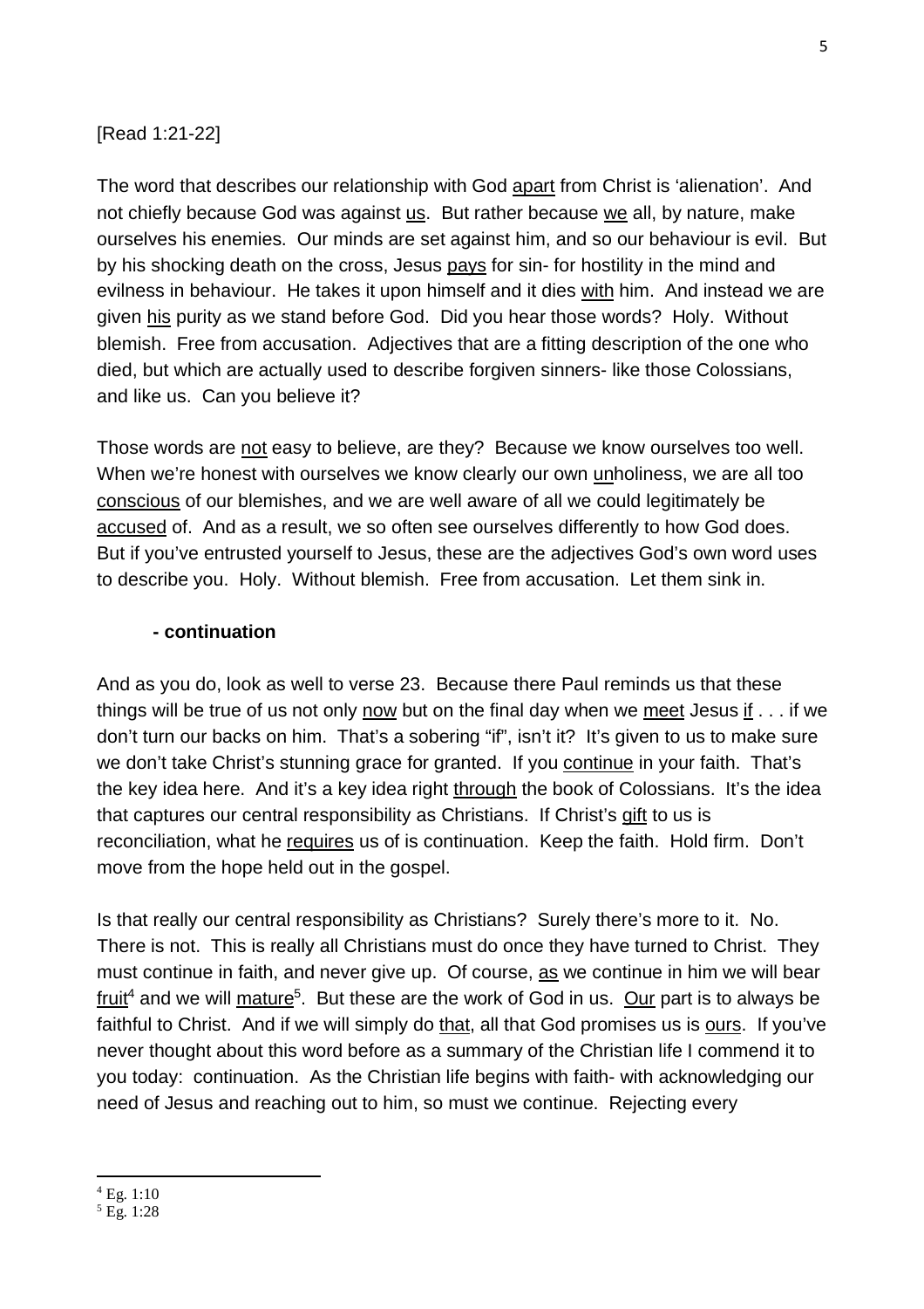[Read 1:21-22]

The word that describes our relationship with God apart from Christ is 'alienation'. And not chiefly because God was against us. But rather because we all, by nature, make ourselves his enemies. Our minds are set against him, and so our behaviour is evil. But by his shocking death on the cross, Jesus pays for sin- for hostility in the mind and evilness in behaviour. He takes it upon himself and it dies with him. And instead we are given his purity as we stand before God. Did you hear those words? Holy. Without blemish. Free from accusation. Adjectives that are a fitting description of the one who died, but which are actually used to describe forgiven sinners- like those Colossians, and like us. Can you believe it?

Those words are not easy to believe, are they? Because we know ourselves too well. When we're honest with ourselves we know clearly our own unholiness, we are all too conscious of our blemishes, and we are well aware of all we could legitimately be accused of. And as a result, we so often see ourselves differently to how God does. But if you've entrusted yourself to Jesus, these are the adjectives God's own word uses to describe you. Holy. Without blemish. Free from accusation. Let them sink in.

**- continuation**

And as you do, look as well to verse 23. Because there Paul reminds us that these things will be true of us not only now but on the final day when we meet Jesus if . . . if we don't turn our backs on him. That's a sobering "if", isn't it? It's given to us to make sure we don't take Christ's stunning grace for granted. If you continue in your faith. That's the key idea here. And it's a key idea right through the book of Colossians. It's the idea that captures our central responsibility as Christians. If Christ's gift to us is reconciliation, what he requires us of is continuation. Keep the faith. Hold firm. Don't move from the hope held out in the gospel.

Is that really our central responsibility as Christians? Surely there's more to it. No. There is not. This is really all Christians must do once they have turned to Christ. They must continue in faith, and never give up. Of course, as we continue in him we will bear fruit[4] and we will mature[5]. But these are the work of God in us. Our part is to always be faithful to Christ. And if we will simply do that, all that God promises us is ours. If you've never thought about this word before as a summary of the Christian life I commend it to you today: continuation. As the Christian life begins with faith- with acknowledging our need of Jesus and reaching out to him, so must we continue. Rejecting every

[4] Eg. 1:10

[5] Eg. 1:28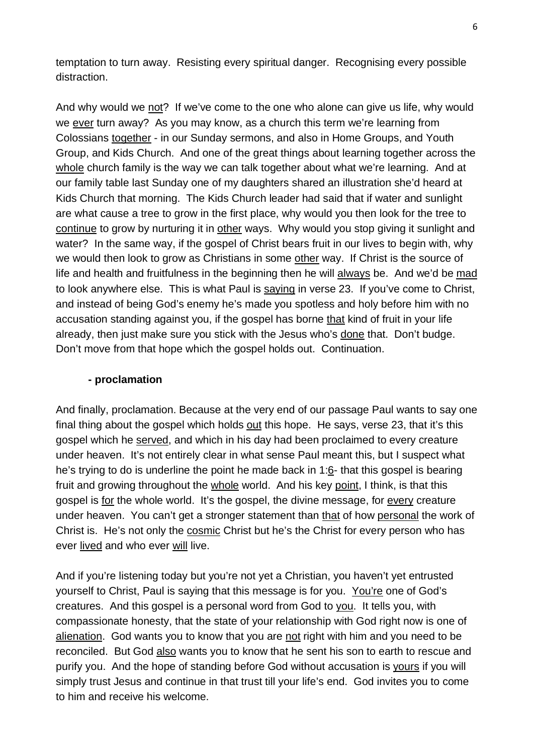temptation to turn away. Resisting every spiritual danger. Recognising every possible distraction.

And why would we <u>not</u>? If we've come to the one who alone can give us life, why would we <u>ever</u> turn away? As you may know, as a church this term we're learning from Colossians <u>together</u> - in our Sunday sermons, and also in Home Groups, and Youth Group, and Kids Church. And one of the great things about learning together across the <u>whole</u> church family is the way we can talk together about what we're learning. And at our family table last Sunday one of my daughters shared an illustration she'd heard at Kids Church that morning. The Kids Church leader had said that if water and sunlight are what cause a tree to grow in the first place, why would you then look for the tree to <u>continue</u> to grow by nurturing it in <u>other</u> ways. Why would you stop giving it sunlight and water? In the same way, if the gospel of Christ bears fruit in our lives to begin with, why we would then look to grow as Christians in some <u>other</u> way. If Christ is the source of life and health and fruitfulness in the beginning then he will <u>always</u> be. And we'd be <u>mad</u> to look anywhere else. This is what Paul is <u>saying</u> in verse 23. If you've come to Christ, and instead of being God's enemy he's made you spotless and holy before him with no accusation standing against you, if the gospel has borne <u>that</u> kind of fruit in your life already, then just make sure you stick with the Jesus who's <u>done</u> that. Don't budge. Don't move from that hope which the gospel holds out. Continuation.

**- proclamation**

And finally, proclamation. Because at the very end of our passage Paul wants to say one final thing about the gospel which holds <u>out</u> this hope. He says, verse 23, that it's this gospel which he <u>served</u>, and which in his day had been proclaimed to every creature under heaven. It's not entirely clear in what sense Paul meant this, but I suspect what he's trying to do is underline the point he made back in 1:<u>6</u>- that this gospel is bearing fruit and growing throughout the <u>whole</u> world. And his key <u>point</u>, I think, is that this gospel is <u>for</u> the whole world. It's the gospel, the divine message, for <u>every</u> creature under heaven. You can't get a stronger statement than <u>that</u> of how <u>personal</u> the work of Christ is. He's not only the <u>cosmic</u> Christ but he's the Christ for every person who has ever <u>lived</u> and who ever <u>will</u> live.

And if you're listening today but you're not yet a Christian, you haven't yet entrusted yourself to Christ, Paul is saying that this message is for you. <u>You're</u> one of God's creatures. And this gospel is a personal word from God to <u>you</u>. It tells you, with compassionate honesty, that the state of your relationship with God right now is one of <u>alienation</u>. God wants you to know that you are <u>not</u> right with him and you need to be reconciled. But God <u>also</u> wants you to know that he sent his son to earth to rescue and purify you. And the hope of standing before God without accusation is <u>yours</u> if you will simply trust Jesus and continue in that trust till your life's end. God invites you to come to him and receive his welcome.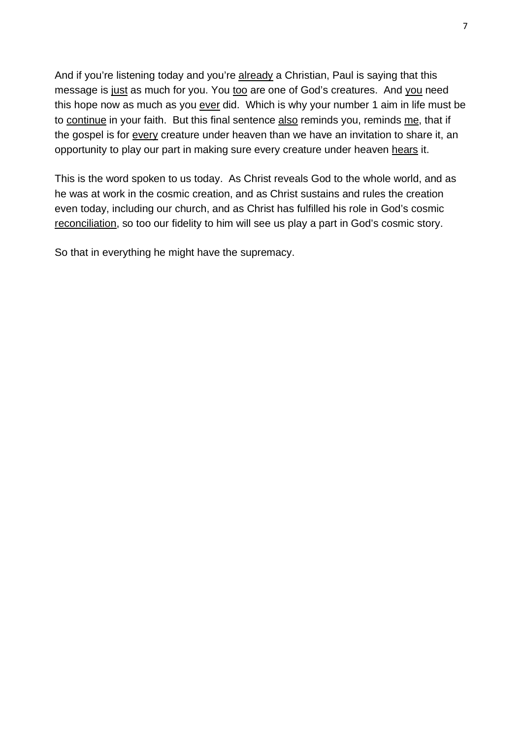And if you're listening today and you're <u>already</u> a Christian, Paul is saying that this message is <u>just</u> as much for you. You <u>too</u> are one of God's creatures. And <u>you</u> need this hope now as much as you <u>ever</u> did. Which is why your number 1 aim in life must be to <u>continue</u> in your faith. But this final sentence <u>also</u> reminds you, reminds <u>me</u>, that if the gospel is for <u>every</u> creature under heaven than we have an invitation to share it, an opportunity to play our part in making sure every creature under heaven <u>hears</u> it.

This is the word spoken to us today. As Christ reveals God to the whole world, and as he was at work in the cosmic creation, and as Christ sustains and rules the creation even today, including our church, and as Christ has fulfilled his role in God's cosmic <u>reconciliation</u>, so too our fidelity to him will see us play a part in God's cosmic story.

So that in everything he might have the supremacy.